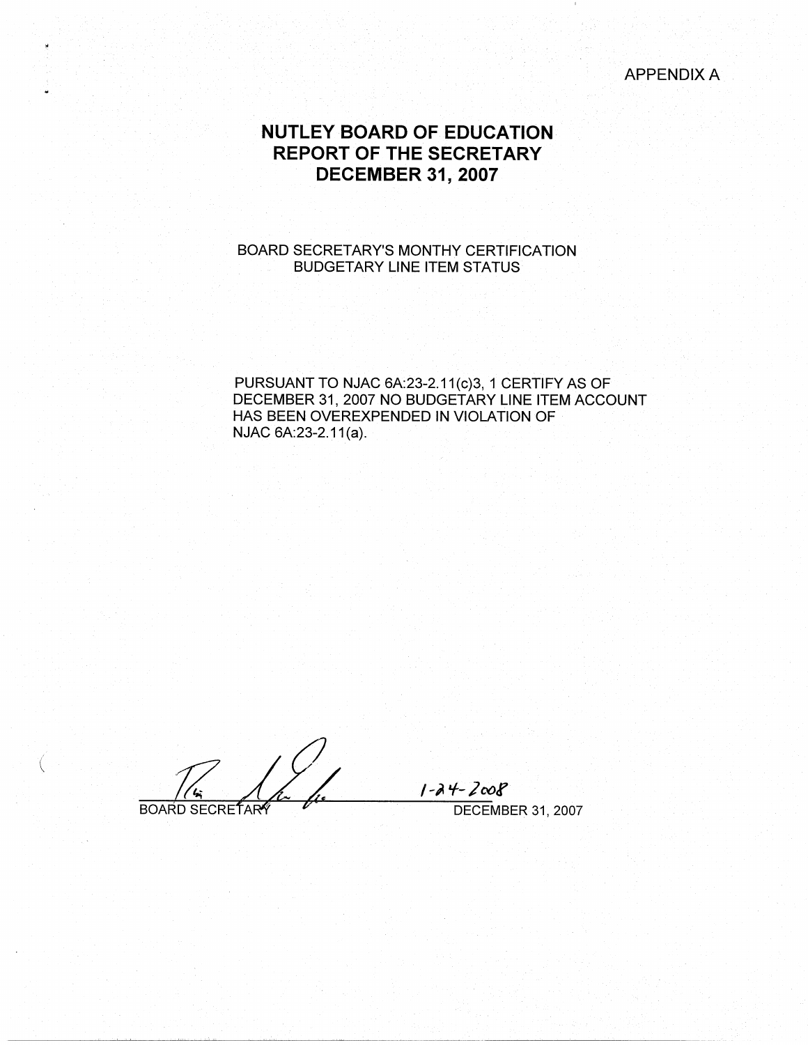APPENDIX A

# NUTLEY BOARD OF EDUCATION
# REPORT OF THE SECRETARY
# DECEMBER 31, 2007

BOARD SECRETARY'S MONTHY CERTIFICATION
BUDGETARY LINE ITEM STATUS

PURSUANT TO NJAC 6A:23-2.11(c)3, 1 CERTIFY AS OF DECEMBER 31, 2007 NO BUDGETARY LINE ITEM ACCOUNT HAS BEEN OVEREXPENDED IN VIOLATION OF NJAC 6A:23-2.11(a).

BOARD SECRETARY

1-24-2008

DECEMBER 31, 2007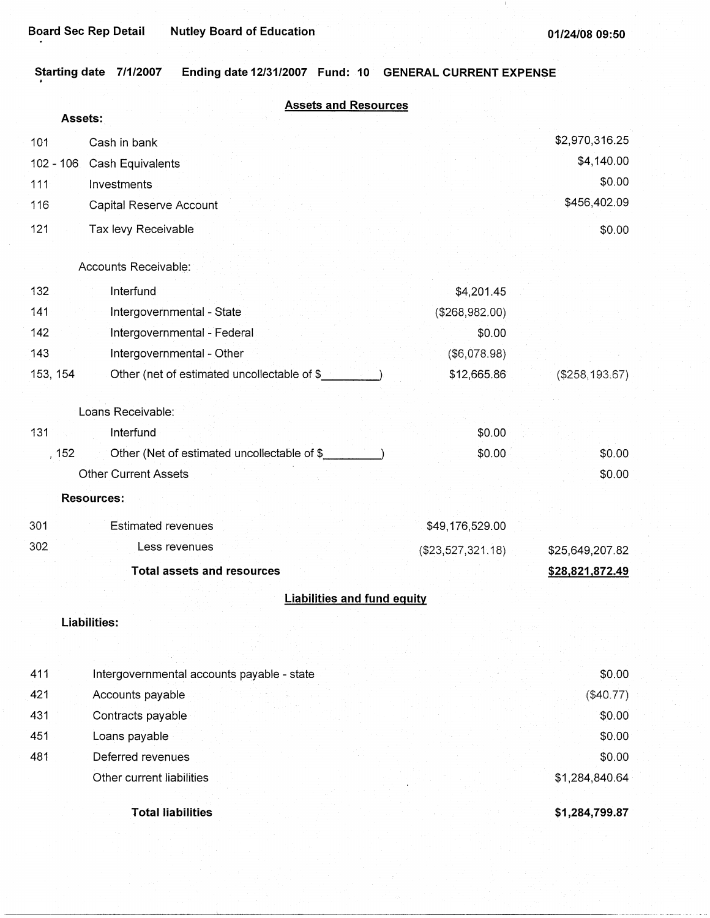Board Sec Rep Detail    Nutley Board of Education    01/24/08 09:50

**Starting date 7/1/2007    Ending date 12/31/2007    Fund: 10    GENERAL CURRENT EXPENSE**

## Assets and Resources

**Assets:**

| Code | Description | | Amount |
|---|---|---|---|
| 101 | Cash in bank | | $2,970,316.25 |
| 102 - 106 | Cash Equivalents | | $4,140.00 |
| 111 | Investments | | $0.00 |
| 116 | Capital Reserve Account | | $456,402.09 |
| 121 | Tax levy Receivable | | $0.00 |
| | Accounts Receivable: | | |
| 132 | Interfund | $4,201.45 | |
| 141 | Intergovernmental - State | ($268,982.00) | |
| 142 | Intergovernmental - Federal | $0.00 | |
| 143 | Intergovernmental - Other | ($6,078.98) | |
| 153, 154 | Other (net of estimated uncollectable of $_________) | $12,665.86 | ($258,193.67) |
| | Loans Receivable: | | |
| 131 | Interfund | $0.00 | |
| , 152 | Other (Net of estimated uncollectable of $_________) | $0.00 | $0.00 |
| | Other Current Assets | | $0.00 |
| | **Resources:** | | |
| 301 | Estimated revenues | $49,176,529.00 | |
| 302 | Less revenues | ($23,527,321.18) | $25,649,207.82 |
| | **Total assets and resources** | | **$28,821,872.49** |

## Liabilities and fund equity

**Liabilities:**

| Code | Description | Amount |
|---|---|---|
| 411 | Intergovernmental accounts payable - state | $0.00 |
| 421 | Accounts payable | ($40.77) |
| 431 | Contracts payable | $0.00 |
| 451 | Loans payable | $0.00 |
| 481 | Deferred revenues | $0.00 |
| | Other current liabilities | $1,284,840.64 |
| | **Total liabilities** | **$1,284,799.87** |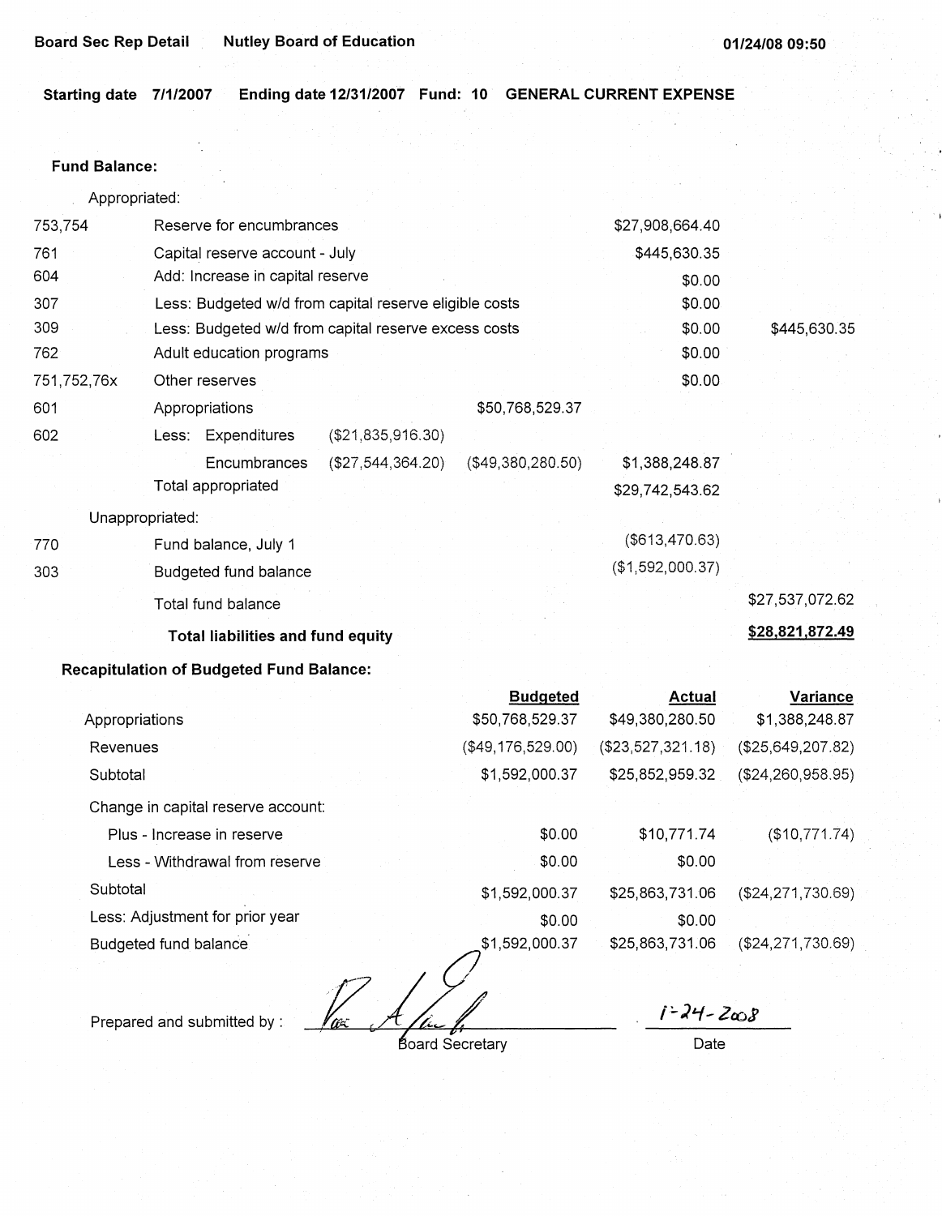Board Sec Rep Detail    Nutley Board of Education    01/24/08 09:50

**Starting date 7/1/2007    Ending date 12/31/2007    Fund: 10    GENERAL CURRENT EXPENSE**

**Fund Balance:**

| | | | | | |
|---|---|---|---|---|---|
| | Appropriated: | | | | |
| 753,754 | Reserve for encumbrances | | | $27,908,664.40 | |
| 761 | Capital reserve account - July | | | $445,630.35 | |
| 604 | Add: Increase in capital reserve | | | $0.00 | |
| 307 | Less: Budgeted w/d from capital reserve eligible costs | | | $0.00 | |
| 309 | Less: Budgeted w/d from capital reserve excess costs | | | $0.00 | $445,630.35 |
| 762 | Adult education programs | | | $0.00 | |
| 751,752,76x | Other reserves | | | $0.00 | |
| 601 | Appropriations | | $50,768,529.37 | | |
| 602 | Less: Expenditures | ($21,835,916.30) | | | |
| | Encumbrances | ($27,544,364.20) | ($49,380,280.50) | $1,388,248.87 | |
| | Total appropriated | | | $29,742,543.62 | |
| | Unappropriated: | | | | |
| 770 | Fund balance, July 1 | | | ($613,470.63) | |
| 303 | Budgeted fund balance | | | ($1,592,000.37) | |
| | Total fund balance | | | | $27,537,072.62 |
| | **Total liabilities and fund equity** | | | | **$28,821,872.49** |

**Recapitulation of Budgeted Fund Balance:**

| | Budgeted | Actual | Variance |
|---|---|---|---|
| Appropriations | $50,768,529.37 | $49,380,280.50 | $1,388,248.87 |
| Revenues | ($49,176,529.00) | ($23,527,321.18) | ($25,649,207.82) |
| Subtotal | $1,592,000.37 | $25,852,959.32 | ($24,260,958.95) |
| Change in capital reserve account: | | | |
| Plus - Increase in reserve | $0.00 | $10,771.74 | ($10,771.74) |
| Less - Withdrawal from reserve | $0.00 | $0.00 | |
| Subtotal | $1,592,000.37 | $25,863,731.06 | ($24,271,730.69) |
| Less: Adjustment for prior year | $0.00 | $0.00 | |
| Budgeted fund balance | $1,592,000.37 | $25,863,731.06 | ($24,271,730.69) |

Prepared and submitted by : ____________________ Board Secretary

1-24-2008
Date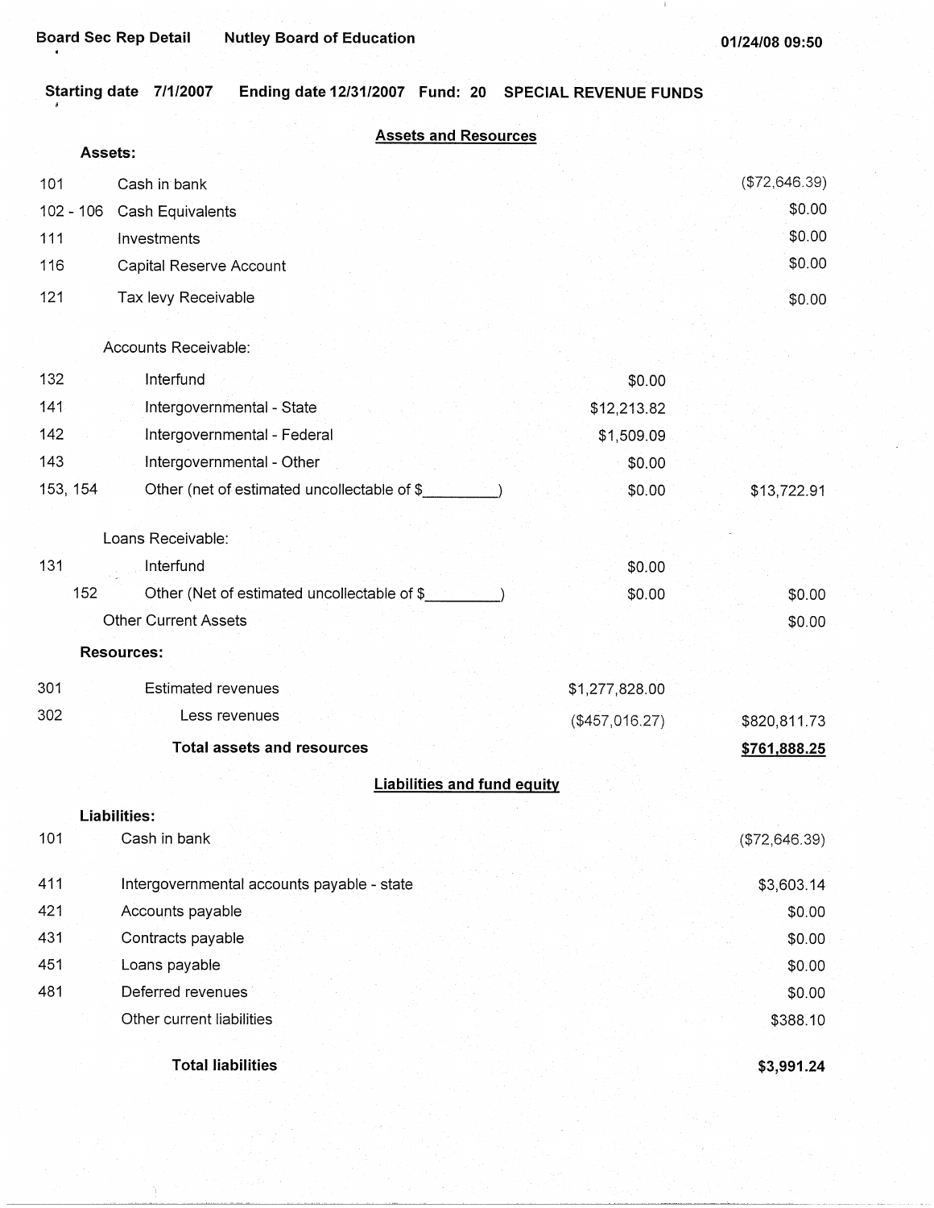Board Sec Rep Detail Nutley Board of Education 01/24/08 09:50

Starting date 7/1/2007 Ending date 12/31/2007 Fund: 20 SPECIAL REVENUE FUNDS

## Assets and Resources

| Code | Description | | |
|---|---|---|---|
| | **Assets:** | | |
| 101 | Cash in bank | | ($72,646.39) |
| 102 - 106 | Cash Equivalents | | $0.00 |
| 111 | Investments | | $0.00 |
| 116 | Capital Reserve Account | | $0.00 |
| 121 | Tax levy Receivable | | $0.00 |
| | Accounts Receivable: | | |
| 132 | Interfund | $0.00 | |
| 141 | Intergovernmental - State | $12,213.82 | |
| 142 | Intergovernmental - Federal | $1,509.09 | |
| 143 | Intergovernmental - Other | $0.00 | |
| 153, 154 | Other (net of estimated uncollectable of $_________) | $0.00 | $13,722.91 |
| | Loans Receivable: | | |
| 131 | Interfund | $0.00 | |
| 152 | Other (Net of estimated uncollectable of $_________) | $0.00 | $0.00 |
| | Other Current Assets | | $0.00 |
| | **Resources:** | | |
| 301 | Estimated revenues | $1,277,828.00 | |
| 302 | Less revenues | ($457,016.27) | $820,811.73 |
| | **Total assets and resources** | | **$761,888.25** |

## Liabilities and fund equity

| Code | Description | |
|---|---|---|
| | **Liabilities:** | |
| 101 | Cash in bank | ($72,646.39) |
| 411 | Intergovernmental accounts payable - state | $3,603.14 |
| 421 | Accounts payable | $0.00 |
| 431 | Contracts payable | $0.00 |
| 451 | Loans payable | $0.00 |
| 481 | Deferred revenues | $0.00 |
| | Other current liabilities | $388.10 |
| | **Total liabilities** | **$3,991.24** |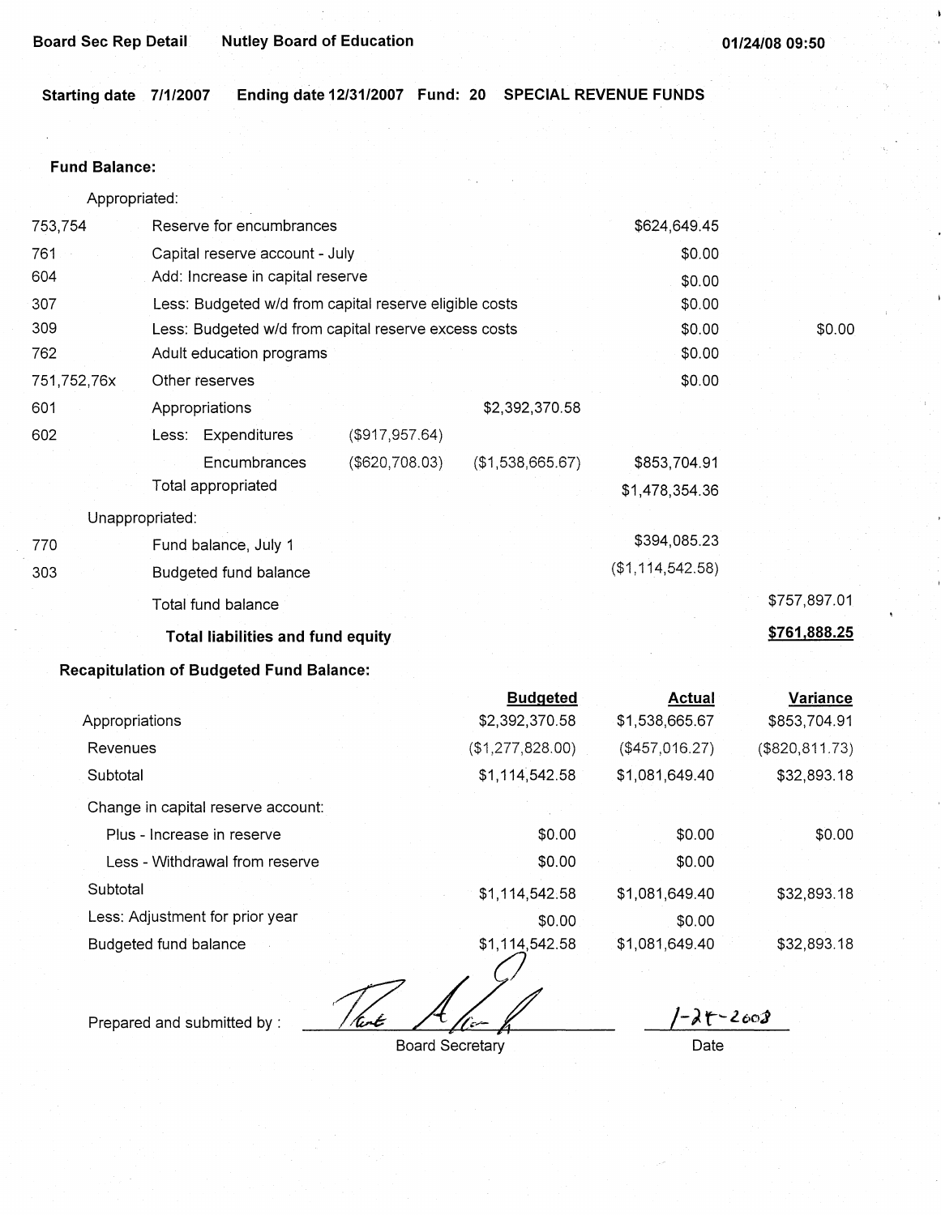**Board Sec Rep Detail** **Nutley Board of Education** **01/24/08 09:50**

**Starting date 7/1/2007** **Ending date 12/31/2007** **Fund: 20** **SPECIAL REVENUE FUNDS**

**Fund Balance:**

| | | | | | |
|---|---|---|---|---|---|
| | Appropriated: | | | | |
| 753,754 | Reserve for encumbrances | | | $624,649.45 | |
| 761 | Capital reserve account - July | | | $0.00 | |
| 604 | Add: Increase in capital reserve | | | $0.00 | |
| 307 | Less: Budgeted w/d from capital reserve eligible costs | | | $0.00 | |
| 309 | Less: Budgeted w/d from capital reserve excess costs | | | $0.00 | $0.00 |
| 762 | Adult education programs | | | $0.00 | |
| 751,752,76x | Other reserves | | | $0.00 | |
| 601 | Appropriations | | $2,392,370.58 | | |
| 602 | Less: Expenditures | ($917,957.64) | | | |
| | Encumbrances | ($620,708.03) | ($1,538,665.67) | $853,704.91 | |
| | Total appropriated | | | $1,478,354.36 | |
| | Unappropriated: | | | | |
| 770 | Fund balance, July 1 | | | $394,085.23 | |
| 303 | Budgeted fund balance | | | ($1,114,542.58) | |
| | Total fund balance | | | | $757,897.01 |
| | **Total liabilities and fund equity** | | | | **$761,888.25** |

**Recapitulation of Budgeted Fund Balance:**

| | Budgeted | Actual | Variance |
|---|---|---|---|
| Appropriations | $2,392,370.58 | $1,538,665.67 | $853,704.91 |
| Revenues | ($1,277,828.00) | ($457,016.27) | ($820,811.73) |
| Subtotal | $1,114,542.58 | $1,081,649.40 | $32,893.18 |
| Change in capital reserve account: | | | |
| Plus - Increase in reserve | $0.00 | $0.00 | $0.00 |
| Less - Withdrawal from reserve | $0.00 | $0.00 | |
| Subtotal | $1,114,542.58 | $1,081,649.40 | $32,893.18 |
| Less: Adjustment for prior year | $0.00 | $0.00 | |
| Budgeted fund balance | $1,114,542.58 | $1,081,649.40 | $32,893.18 |

Prepared and submitted by : _______________ Board Secretary    1-24-2008 Date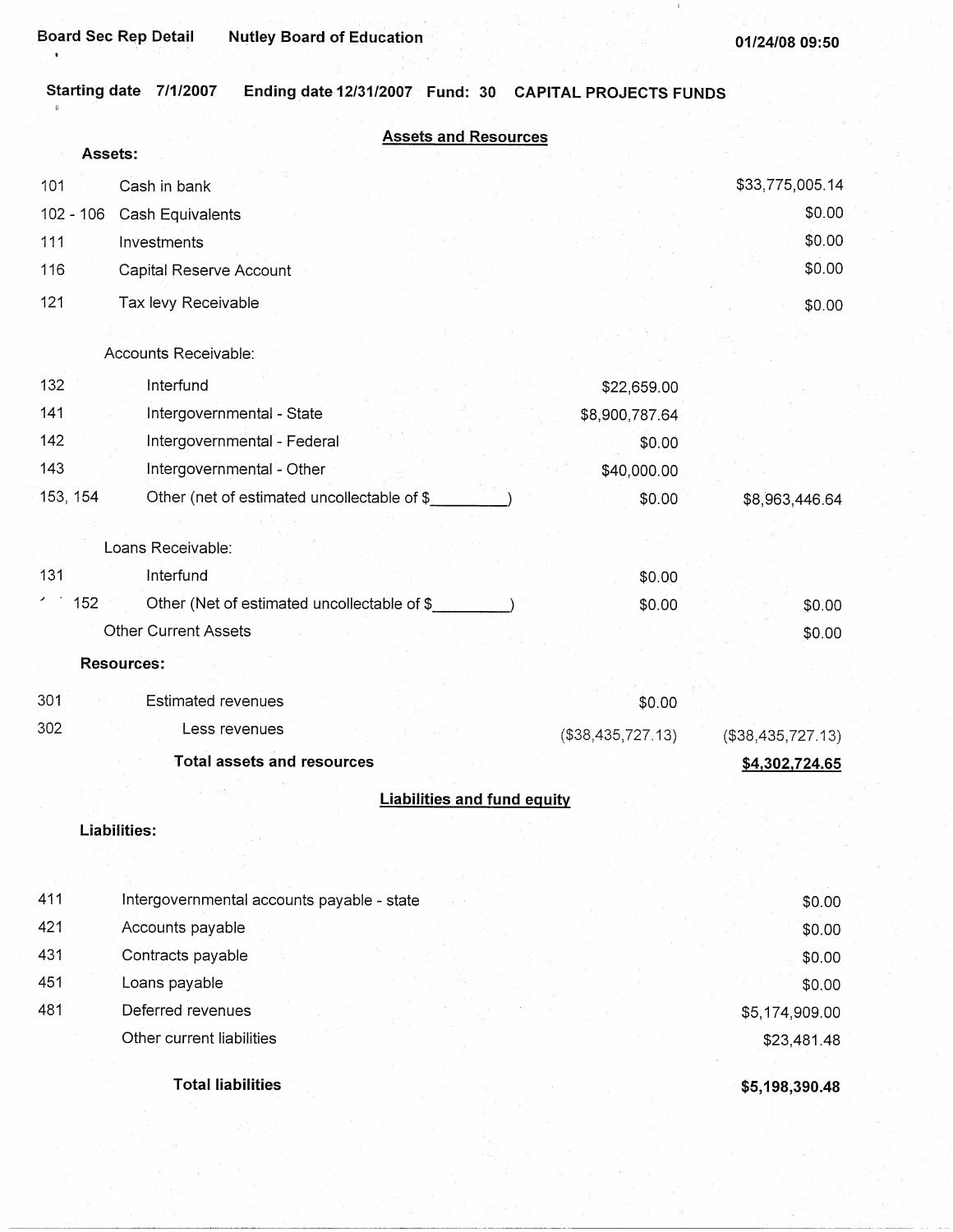Board Sec Rep Detail    Nutley Board of Education    01/24/08 09:50

Starting date 7/1/2007    Ending date 12/31/2007    Fund: 30    CAPITAL PROJECTS FUNDS

## Assets and Resources

**Assets:**

| Code | Description | | Amount |
|---|---|---|---|
| 101 | Cash in bank | | $33,775,005.14 |
| 102 - 106 | Cash Equivalents | | $0.00 |
| 111 | Investments | | $0.00 |
| 116 | Capital Reserve Account | | $0.00 |
| 121 | Tax levy Receivable | | $0.00 |
| | Accounts Receivable: | | |
| 132 | Interfund | $22,659.00 | |
| 141 | Intergovernmental - State | $8,900,787.64 | |
| 142 | Intergovernmental - Federal | $0.00 | |
| 143 | Intergovernmental - Other | $40,000.00 | |
| 153, 154 | Other (net of estimated uncollectable of $_________) | $0.00 | $8,963,446.64 |
| | Loans Receivable: | | |
| 131 | Interfund | $0.00 | |
| 152 | Other (Net of estimated uncollectable of $_________) | $0.00 | $0.00 |
| | Other Current Assets | | $0.00 |

**Resources:**

| Code | Description | | Amount |
|---|---|---|---|
| 301 | Estimated revenues | $0.00 | |
| 302 | Less revenues | ($38,435,727.13) | ($38,435,727.13) |
| | **Total assets and resources** | | **$4,302,724.65** |

## Liabilities and fund equity

**Liabilities:**

| Code | Description | Amount |
|---|---|---|
| 411 | Intergovernmental accounts payable - state | $0.00 |
| 421 | Accounts payable | $0.00 |
| 431 | Contracts payable | $0.00 |
| 451 | Loans payable | $0.00 |
| 481 | Deferred revenues | $5,174,909.00 |
| | Other current liabilities | $23,481.48 |
| | **Total liabilities** | **$5,198,390.48** |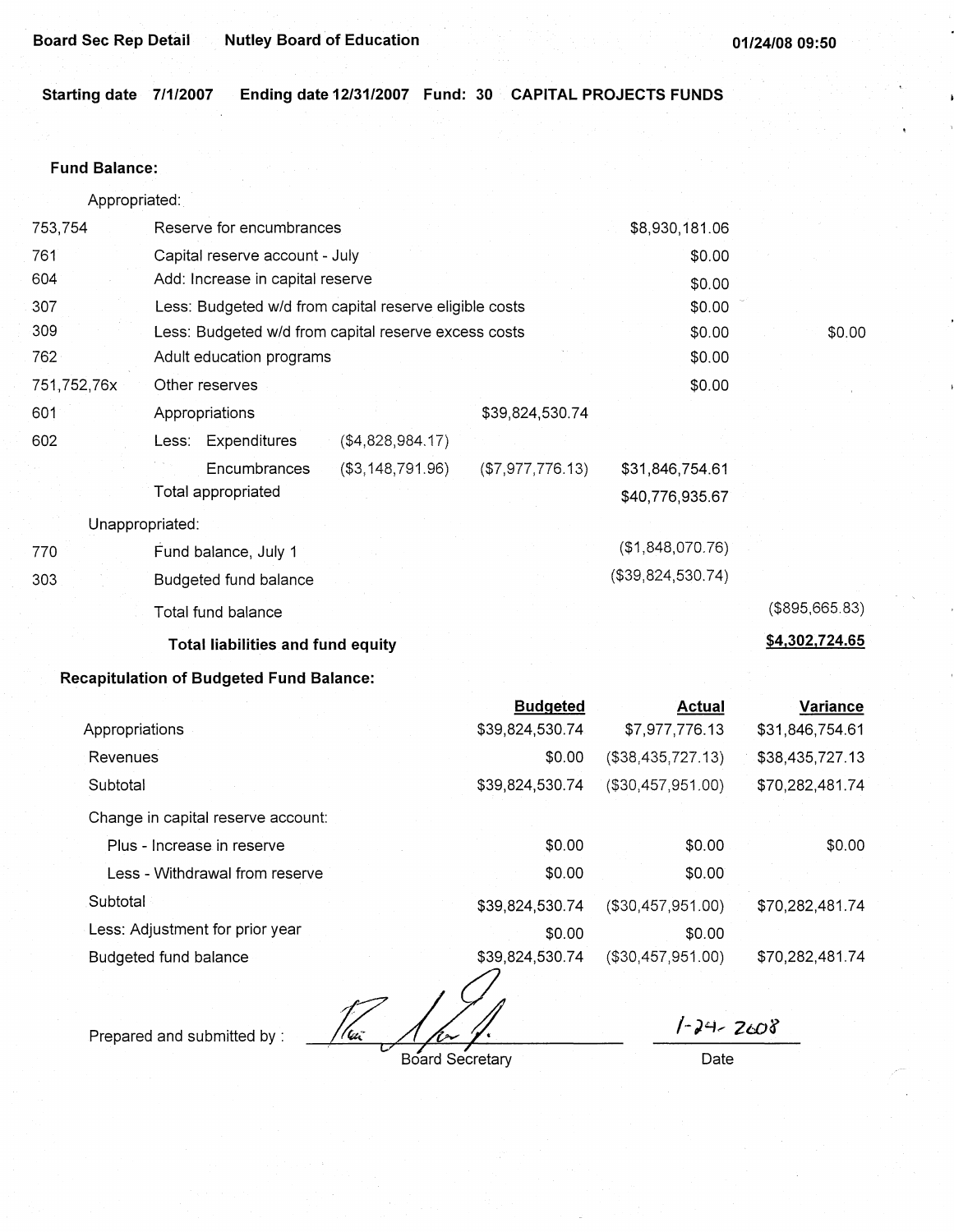**Board Sec Rep Detail** **Nutley Board of Education** **01/24/08 09:50**

**Starting date 7/1/2007** **Ending date 12/31/2007** **Fund: 30** **CAPITAL PROJECTS FUNDS**

**Fund Balance:**

| | | | | | |
|---|---|---|---|---|---|
| | Appropriated: | | | | |
| 753,754 | Reserve for encumbrances | | | $8,930,181.06 | |
| 761 | Capital reserve account - July | | | $0.00 | |
| 604 | Add: Increase in capital reserve | | | $0.00 | |
| 307 | Less: Budgeted w/d from capital reserve eligible costs | | | $0.00 | |
| 309 | Less: Budgeted w/d from capital reserve excess costs | | | $0.00 | $0.00 |
| 762 | Adult education programs | | | $0.00 | |
| 751,752,76x | Other reserves | | | $0.00 | |
| 601 | Appropriations | | $39,824,530.74 | | |
| 602 | Less: Expenditures | ($4,828,984.17) | | | |
| | Encumbrances | ($3,148,791.96) | ($7,977,776.13) | $31,846,754.61 | |
| | Total appropriated | | | $40,776,935.67 | |
| | Unappropriated: | | | | |
| 770 | Fund balance, July 1 | | | ($1,848,070.76) | |
| 303 | Budgeted fund balance | | | ($39,824,530.74) | |
| | Total fund balance | | | | ($895,665.83) |
| | **Total liabilities and fund equity** | | | | **$4,302,724.65** |

**Recapitulation of Budgeted Fund Balance:**

| | Budgeted | Actual | Variance |
|---|---|---|---|
| Appropriations | $39,824,530.74 | $7,977,776.13 | $31,846,754.61 |
| Revenues | $0.00 | ($38,435,727.13) | $38,435,727.13 |
| Subtotal | $39,824,530.74 | ($30,457,951.00) | $70,282,481.74 |
| Change in capital reserve account: | | | |
| Plus - Increase in reserve | $0.00 | $0.00 | $0.00 |
| Less - Withdrawal from reserve | $0.00 | $0.00 | |
| Subtotal | $39,824,530.74 | ($30,457,951.00) | $70,282,481.74 |
| Less: Adjustment for prior year | $0.00 | $0.00 | |
| Budgeted fund balance | $39,824,530.74 | ($30,457,951.00) | $70,282,481.74 |

Prepared and submitted by : ____________________ Board Secretary

1-24-2008
Date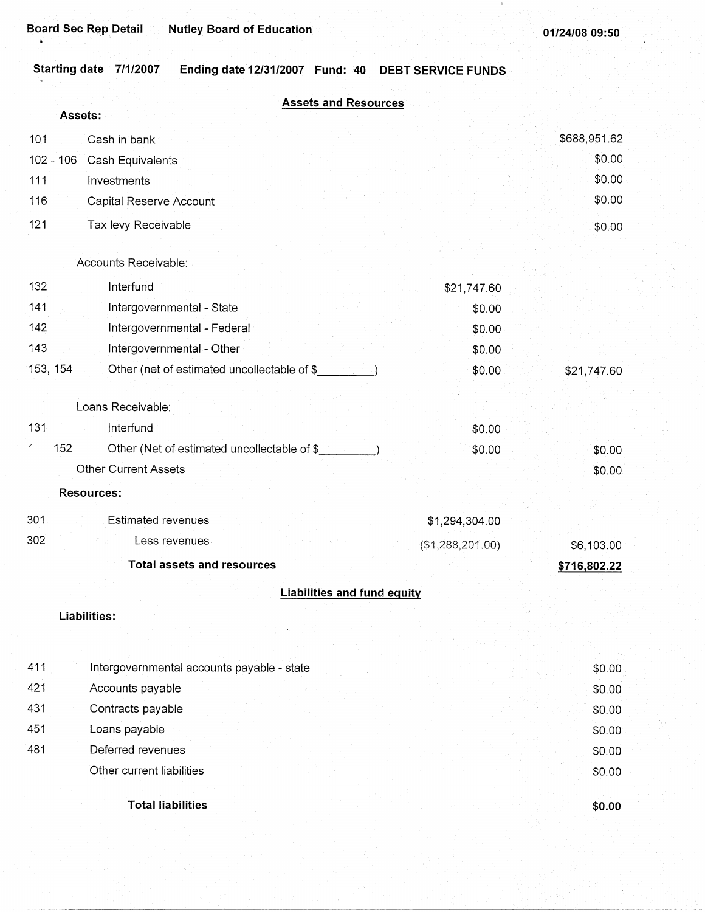Board Sec Rep Detail  Nutley Board of Education  01/24/08 09:50

Starting date 7/1/2007  Ending date 12/31/2007  Fund: 40  DEBT SERVICE FUNDS

## Assets and Resources

| Code | Description | | Amount |
|---|---|---|---|
| **Assets:** | | | |
| 101 | Cash in bank | | $688,951.62 |
| 102 - 106 | Cash Equivalents | | $0.00 |
| 111 | Investments | | $0.00 |
| 116 | Capital Reserve Account | | $0.00 |
| 121 | Tax levy Receivable | | $0.00 |
| | Accounts Receivable: | | |
| 132 | Interfund | $21,747.60 | |
| 141 | Intergovernmental - State | $0.00 | |
| 142 | Intergovernmental - Federal | $0.00 | |
| 143 | Intergovernmental - Other | $0.00 | |
| 153, 154 | Other (net of estimated uncollectable of $_________) | $0.00 | $21,747.60 |
| | Loans Receivable: | | |
| 131 | Interfund | $0.00 | |
| 152 | Other (Net of estimated uncollectable of $_________) | $0.00 | $0.00 |
| | Other Current Assets | | $0.00 |
| **Resources:** | | | |
| 301 | Estimated revenues | $1,294,304.00 | |
| 302 | Less revenues | ($1,288,201.00) | $6,103.00 |
| | **Total assets and resources** | | **$716,802.22** |

## Liabilities and fund equity

| Code | Description | Amount |
|---|---|---|
| **Liabilities:** | | |
| 411 | Intergovernmental accounts payable - state | $0.00 |
| 421 | Accounts payable | $0.00 |
| 431 | Contracts payable | $0.00 |
| 451 | Loans payable | $0.00 |
| 481 | Deferred revenues | $0.00 |
| | Other current liabilities | $0.00 |
| | **Total liabilities** | **$0.00** |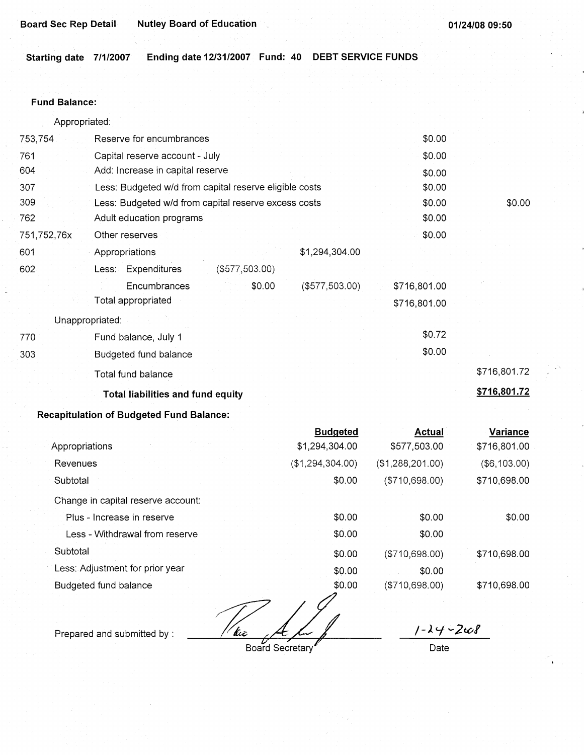Board Sec Rep Detail    Nutley Board of Education    01/24/08 09:50

**Starting date 7/1/2007    Ending date 12/31/2007    Fund: 40    DEBT SERVICE FUNDS**

**Fund Balance:**

| | | | | | |
|---|---|---|---|---|---|
| | Appropriated: | | | | |
| 753,754 | Reserve for encumbrances | | | $0.00 | |
| 761 | Capital reserve account - July | | | $0.00 | |
| 604 | Add: Increase in capital reserve | | | $0.00 | |
| 307 | Less: Budgeted w/d from capital reserve eligible costs | | | $0.00 | |
| 309 | Less: Budgeted w/d from capital reserve excess costs | | | $0.00 | $0.00 |
| 762 | Adult education programs | | | $0.00 | |
| 751,752,76x | Other reserves | | | $0.00 | |
| 601 | Appropriations | | $1,294,304.00 | | |
| 602 | Less: Expenditures | ($577,503.00) | | | |
| | Encumbrances | $0.00 | ($577,503.00) | $716,801.00 | |
| | Total appropriated | | | $716,801.00 | |
| | Unappropriated: | | | | |
| 770 | Fund balance, July 1 | | | $0.72 | |
| 303 | Budgeted fund balance | | | $0.00 | |
| | Total fund balance | | | | $716,801.72 |
| | **Total liabilities and fund equity** | | | | **$716,801.72** |

**Recapitulation of Budgeted Fund Balance:**

| | Budgeted | Actual | Variance |
|---|---|---|---|
| Appropriations | $1,294,304.00 | $577,503.00 | $716,801.00 |
| Revenues | ($1,294,304.00) | ($1,288,201.00) | ($6,103.00) |
| Subtotal | $0.00 | ($710,698.00) | $710,698.00 |
| Change in capital reserve account: | | | |
| Plus - Increase in reserve | $0.00 | $0.00 | $0.00 |
| Less - Withdrawal from reserve | $0.00 | $0.00 | |
| Subtotal | $0.00 | ($710,698.00) | $710,698.00 |
| Less: Adjustment for prior year | $0.00 | $0.00 | |
| Budgeted fund balance | $0.00 | ($710,698.00) | $710,698.00 |

Prepared and submitted by : ____________________ Board Secretary    1-24-2008 Date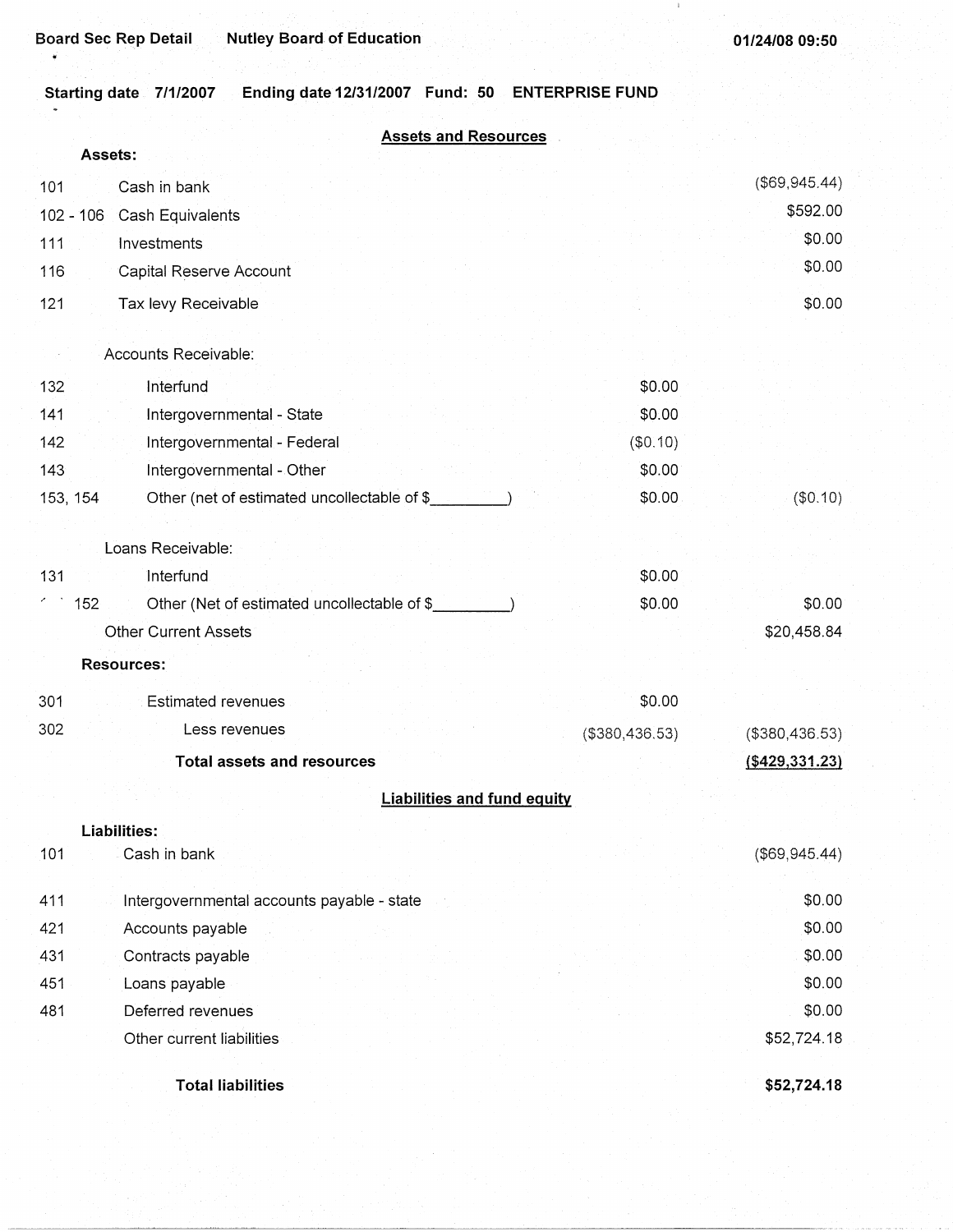Board Sec Rep Detail Nutley Board of Education 01/24/08 09:50

**Starting date 7/1/2007 Ending date 12/31/2007 Fund: 50 ENTERPRISE FUND**

## Assets and Resources

| Code | Description | | Amount |
|---|---|---|---|
| **Assets:** | | | |
| 101 | Cash in bank | | ($69,945.44) |
| 102 - 106 | Cash Equivalents | | $592.00 |
| 111 | Investments | | $0.00 |
| 116 | Capital Reserve Account | | $0.00 |
| 121 | Tax levy Receivable | | $0.00 |
| | Accounts Receivable: | | |
| 132 | Interfund | $0.00 | |
| 141 | Intergovernmental - State | $0.00 | |
| 142 | Intergovernmental - Federal | ($0.10) | |
| 143 | Intergovernmental - Other | $0.00 | |
| 153, 154 | Other (net of estimated uncollectable of $_________) | $0.00 | ($0.10) |
| | Loans Receivable: | | |
| 131 | Interfund | $0.00 | |
| 152 | Other (Net of estimated uncollectable of $_________) | $0.00 | $0.00 |
| | Other Current Assets | | $20,458.84 |
| **Resources:** | | | |
| 301 | Estimated revenues | $0.00 | |
| 302 | Less revenues | ($380,436.53) | ($380,436.53) |
| | **Total assets and resources** | | **($429,331.23)** |

## Liabilities and fund equity

| Code | Description | Amount |
|---|---|---|
| **Liabilities:** | | |
| 101 | Cash in bank | ($69,945.44) |
| 411 | Intergovernmental accounts payable - state | $0.00 |
| 421 | Accounts payable | $0.00 |
| 431 | Contracts payable | $0.00 |
| 451 | Loans payable | $0.00 |
| 481 | Deferred revenues | $0.00 |
| | Other current liabilities | $52,724.18 |
| | **Total liabilities** | **$52,724.18** |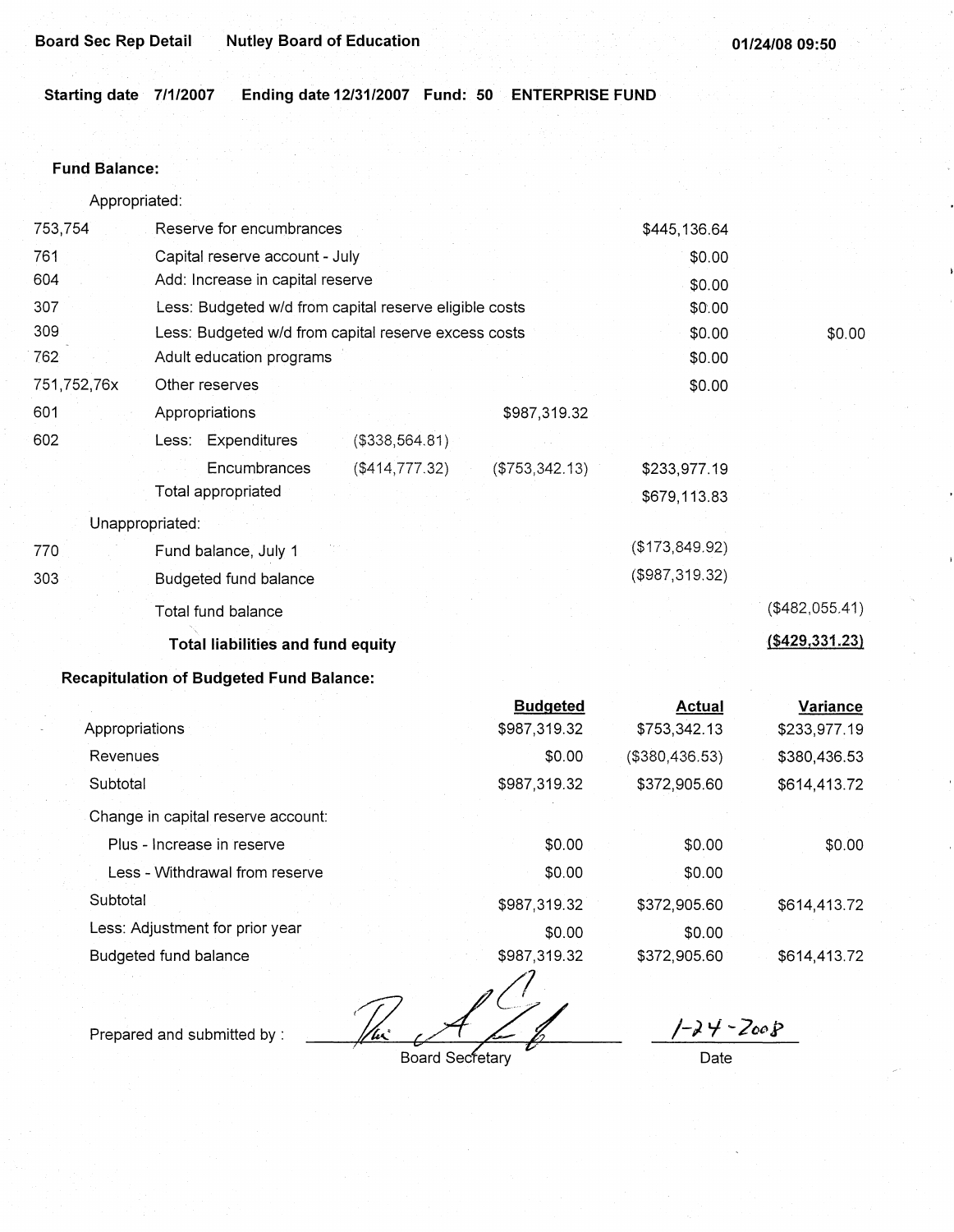**Board Sec Rep Detail** **Nutley Board of Education** **01/24/08 09:50**

**Starting date 7/1/2007** **Ending date 12/31/2007** **Fund: 50** **ENTERPRISE FUND**

**Fund Balance:**

| | | | | | |
|---|---|---|---|---|---|
| Appropriated: | | | | | |
| 753,754 | Reserve for encumbrances | | | $445,136.64 | |
| 761 | Capital reserve account - July | | | $0.00 | |
| 604 | Add: Increase in capital reserve | | | $0.00 | |
| 307 | Less: Budgeted w/d from capital reserve eligible costs | | | $0.00 | |
| 309 | Less: Budgeted w/d from capital reserve excess costs | | | $0.00 | $0.00 |
| 762 | Adult education programs | | | $0.00 | |
| 751,752,76x | Other reserves | | | $0.00 | |
| 601 | Appropriations | | $987,319.32 | | |
| 602 | Less: Expenditures | ($338,564.81) | | | |
| | Encumbrances | ($414,777.32) | ($753,342.13) | $233,977.19 | |
| | Total appropriated | | | $679,113.83 | |
| Unappropriated: | | | | | |
| 770 | Fund balance, July 1 | | | ($173,849.92) | |
| 303 | Budgeted fund balance | | | ($987,319.32) | |
| | Total fund balance | | | | ($482,055.41) |
| | **Total liabilities and fund equity** | | | | **($429,331.23)** |

**Recapitulation of Budgeted Fund Balance:**

| | Budgeted | Actual | Variance |
|---|---|---|---|
| Appropriations | $987,319.32 | $753,342.13 | $233,977.19 |
| Revenues | $0.00 | ($380,436.53) | $380,436.53 |
| Subtotal | $987,319.32 | $372,905.60 | $614,413.72 |
| Change in capital reserve account: | | | |
| Plus - Increase in reserve | $0.00 | $0.00 | $0.00 |
| Less - Withdrawal from reserve | $0.00 | $0.00 | |
| Subtotal | $987,319.32 | $372,905.60 | $614,413.72 |
| Less: Adjustment for prior year | $0.00 | $0.00 | |
| Budgeted fund balance | $987,319.32 | $372,905.60 | $614,413.72 |

Prepared and submitted by : ______________________ Board Secretary    1-24-2008 Date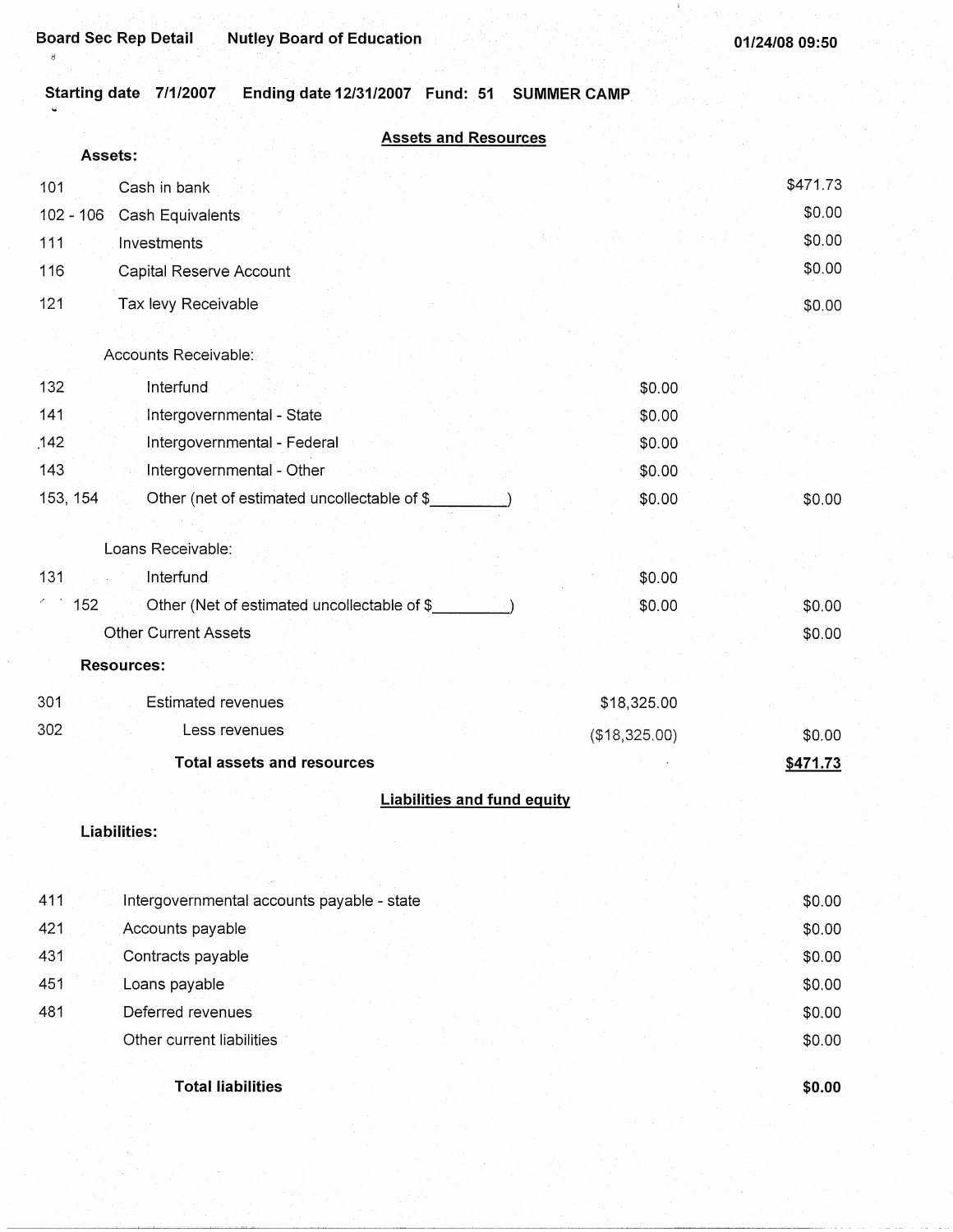**Board Sec Rep Detail** **Nutley Board of Education** **01/24/08 09:50**

**Starting date 7/1/2007** **Ending date 12/31/2007** **Fund: 51** **SUMMER CAMP**

## Assets and Resources

**Assets:**

| | | | |
|---|---|---|---|
| 101 | Cash in bank | | $471.73 |
| 102 - 106 | Cash Equivalents | | $0.00 |
| 111 | Investments | | $0.00 |
| 116 | Capital Reserve Account | | $0.00 |
| 121 | Tax levy Receivable | | $0.00 |
| | Accounts Receivable: | | |
| 132 | Interfund | $0.00 | |
| 141 | Intergovernmental - State | $0.00 | |
| 142 | Intergovernmental - Federal | $0.00 | |
| 143 | Intergovernmental - Other | $0.00 | |
| 153, 154 | Other (net of estimated uncollectable of $_________) | $0.00 | $0.00 |
| | Loans Receivable: | | |
| 131 | Interfund | $0.00 | |
| 152 | Other (Net of estimated uncollectable of $_________) | $0.00 | $0.00 |
| | Other Current Assets | | $0.00 |

**Resources:**

| | | | |
|---|---|---|---|
| 301 | Estimated revenues | $18,325.00 | |
| 302 | Less revenues | ($18,325.00) | $0.00 |
| | **Total assets and resources** | | **$471.73** |

## Liabilities and fund equity

**Liabilities:**

| | | |
|---|---|---|
| 411 | Intergovernmental accounts payable - state | $0.00 |
| 421 | Accounts payable | $0.00 |
| 431 | Contracts payable | $0.00 |
| 451 | Loans payable | $0.00 |
| 481 | Deferred revenues | $0.00 |
| | Other current liabilities | $0.00 |
| | **Total liabilities** | **$0.00** |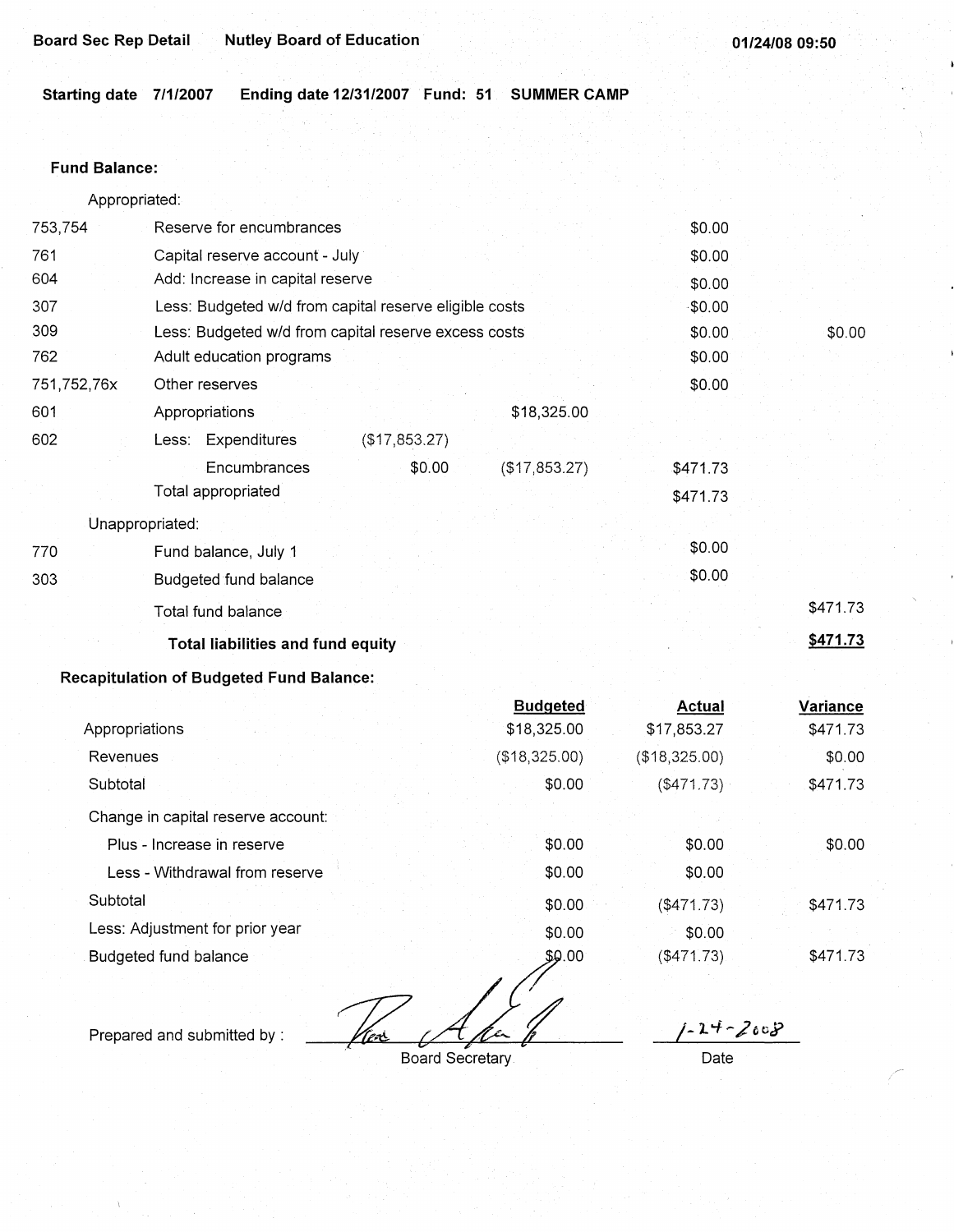**Board Sec Rep Detail** **Nutley Board of Education** **01/24/08 09:50**

**Starting date 7/1/2007** **Ending date 12/31/2007** **Fund: 51** **SUMMER CAMP**

**Fund Balance:**

| | | | | | |
|---|---|---|---|---|---|
| | Appropriated: | | | | |
| 753,754 | Reserve for encumbrances | | | $0.00 | |
| 761 | Capital reserve account - July | | | $0.00 | |
| 604 | Add: Increase in capital reserve | | | $0.00 | |
| 307 | Less: Budgeted w/d from capital reserve eligible costs | | | $0.00 | |
| 309 | Less: Budgeted w/d from capital reserve excess costs | | | $0.00 | $0.00 |
| 762 | Adult education programs | | | $0.00 | |
| 751,752,76x | Other reserves | | | $0.00 | |
| 601 | Appropriations | | $18,325.00 | | |
| 602 | Less: Expenditures | ($17,853.27) | | | |
| | Encumbrances | $0.00 | ($17,853.27) | $471.73 | |
| | Total appropriated | | | $471.73 | |
| | Unappropriated: | | | | |
| 770 | Fund balance, July 1 | | | $0.00 | |
| 303 | Budgeted fund balance | | | $0.00 | |
| | Total fund balance | | | | $471.73 |
| | **Total liabilities and fund equity** | | | | **$471.73** |

**Recapitulation of Budgeted Fund Balance:**

| | Budgeted | Actual | Variance |
|---|---|---|---|
| Appropriations | $18,325.00 | $17,853.27 | $471.73 |
| Revenues | ($18,325.00) | ($18,325.00) | $0.00 |
| Subtotal | $0.00 | ($471.73) | $471.73 |
| Change in capital reserve account: | | | |
| Plus - Increase in reserve | $0.00 | $0.00 | $0.00 |
| Less - Withdrawal from reserve | $0.00 | $0.00 | |
| Subtotal | $0.00 | ($471.73) | $471.73 |
| Less: Adjustment for prior year | $0.00 | $0.00 | |
| Budgeted fund balance | $0.00 | ($471.73) | $471.73 |

Prepared and submitted by : _____________________ Board Secretary

1-24-2008
Date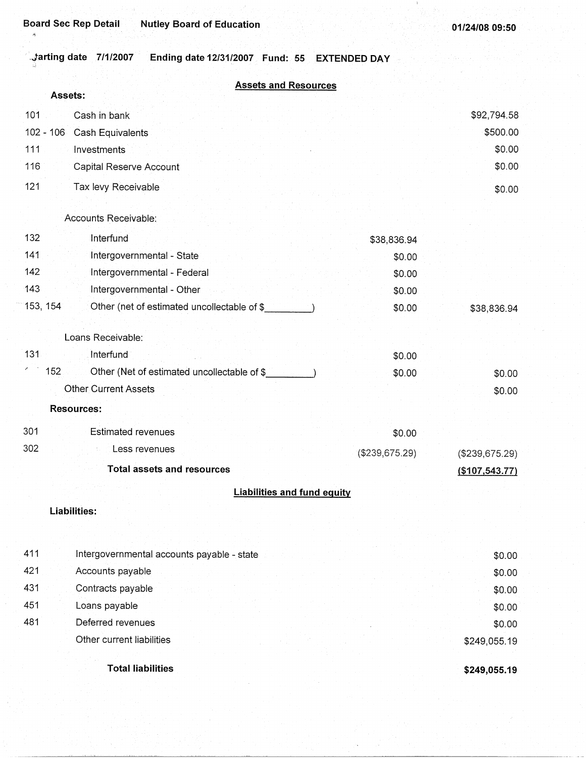Board Sec Rep Detail  Nutley Board of Education  01/24/08 09:50

Starting date 7/1/2007  Ending date 12/31/2007  Fund: 55  EXTENDED DAY

## Assets and Resources

**Assets:**

| Code | Description | | Amount |
|---|---|---|---|
| 101 | Cash in bank | | $92,794.58 |
| 102 - 106 | Cash Equivalents | | $500.00 |
| 111 | Investments | | $0.00 |
| 116 | Capital Reserve Account | | $0.00 |
| 121 | Tax levy Receivable | | $0.00 |
| | Accounts Receivable: | | |
| 132 | Interfund | $38,836.94 | |
| 141 | Intergovernmental - State | $0.00 | |
| 142 | Intergovernmental - Federal | $0.00 | |
| 143 | Intergovernmental - Other | $0.00 | |
| 153, 154 | Other (net of estimated uncollectable of $_________) | $0.00 | $38,836.94 |
| | Loans Receivable: | | |
| 131 | Interfund | $0.00 | |
| 152 | Other (Net of estimated uncollectable of $_________) | $0.00 | $0.00 |
| | Other Current Assets | | $0.00 |
| | **Resources:** | | |
| 301 | Estimated revenues | $0.00 | |
| 302 | Less revenues | ($239,675.29) | ($239,675.29) |
| | **Total assets and resources** | | **($107,543.77)** |

## Liabilities and fund equity

**Liabilities:**

| Code | Description | Amount |
|---|---|---|
| 411 | Intergovernmental accounts payable - state | $0.00 |
| 421 | Accounts payable | $0.00 |
| 431 | Contracts payable | $0.00 |
| 451 | Loans payable | $0.00 |
| 481 | Deferred revenues | $0.00 |
| | Other current liabilities | $249,055.19 |
| | **Total liabilities** | **$249,055.19** |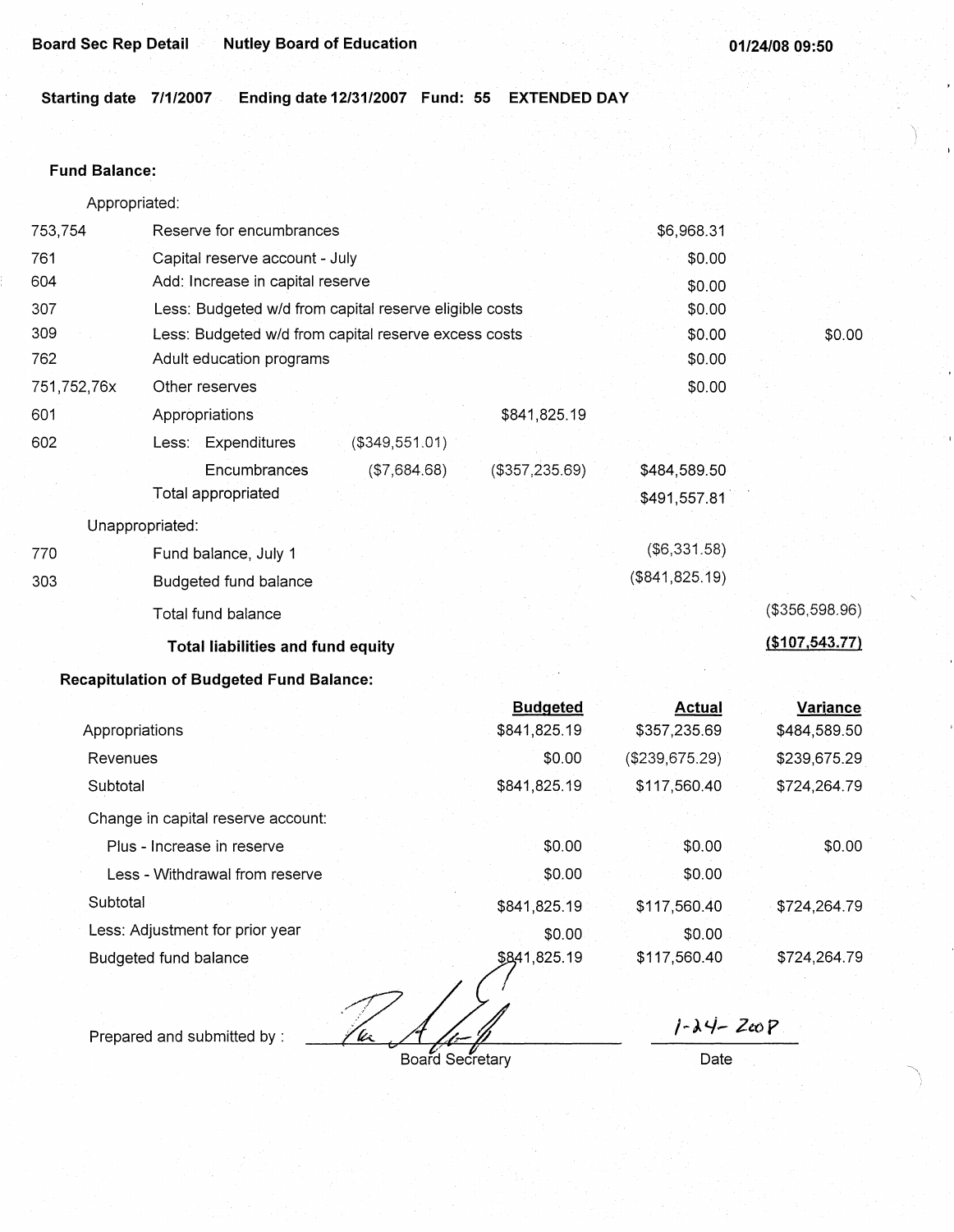**Board Sec Rep Detail** **Nutley Board of Education** **01/24/08 09:50**

**Starting date 7/1/2007** **Ending date 12/31/2007** **Fund: 55** **EXTENDED DAY**

**Fund Balance:**

| | | | | | |
|---|---|---|---|---|---|
| | Appropriated: | | | | |
| 753,754 | Reserve for encumbrances | | | $6,968.31 | |
| 761 | Capital reserve account - July | | | $0.00 | |
| 604 | Add: Increase in capital reserve | | | $0.00 | |
| 307 | Less: Budgeted w/d from capital reserve eligible costs | | | $0.00 | |
| 309 | Less: Budgeted w/d from capital reserve excess costs | | | $0.00 | $0.00 |
| 762 | Adult education programs | | | $0.00 | |
| 751,752,76x | Other reserves | | | $0.00 | |
| 601 | Appropriations | | $841,825.19 | | |
| 602 | Less: Expenditures | ($349,551.01) | | | |
| | Encumbrances | ($7,684.68) | ($357,235.69) | $484,589.50 | |
| | Total appropriated | | | $491,557.81 | |
| | Unappropriated: | | | | |
| 770 | Fund balance, July 1 | | | ($6,331.58) | |
| 303 | Budgeted fund balance | | | ($841,825.19) | |
| | Total fund balance | | | | ($356,598.96) |
| | **Total liabilities and fund equity** | | | | **($107,543.77)** |

**Recapitulation of Budgeted Fund Balance:**

| | Budgeted | Actual | Variance |
|---|---|---|---|
| Appropriations | $841,825.19 | $357,235.69 | $484,589.50 |
| Revenues | $0.00 | ($239,675.29) | $239,675.29 |
| Subtotal | $841,825.19 | $117,560.40 | $724,264.79 |
| Change in capital reserve account: | | | |
| Plus - Increase in reserve | $0.00 | $0.00 | $0.00 |
| Less - Withdrawal from reserve | $0.00 | $0.00 | |
| Subtotal | $841,825.19 | $117,560.40 | $724,264.79 |
| Less: Adjustment for prior year | $0.00 | $0.00 | |
| Budgeted fund balance | $841,825.19 | $117,560.40 | $724,264.79 |

Prepared and submitted by : ____________________ Board Secretary

1-24-2008 ____________________ Date